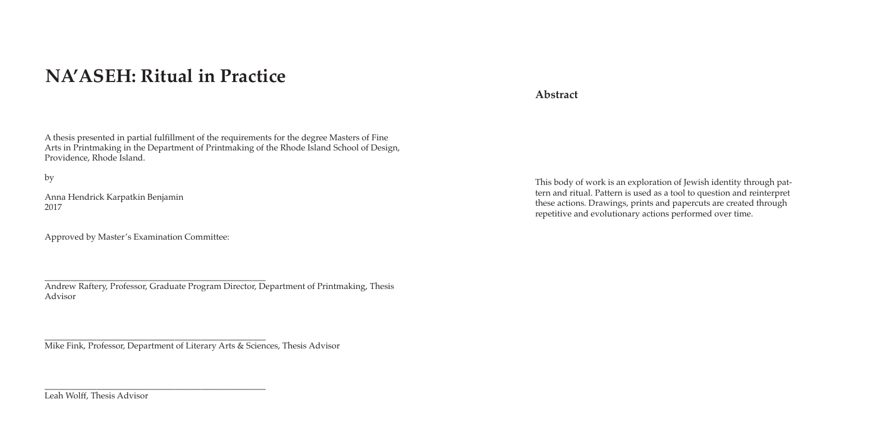# NA'ASEH: Ritual in Practice

A thesis presented in partial fulfillment of the requirements for the degree Masters of Fine Arts in Printmaking in the Department of Printmaking of the Rhode Island School of Design, Providence, Rhode Island.

by

Anna Hendrick Karpatkin Benjamin
2017

Approved by Master's Examination Committee:

\_\_\_\_\_\_\_\_\_\_\_\_\_\_\_\_\_\_\_\_\_\_\_\_\_\_\_\_\_\_\_\_\_\_\_\_\_\_\_\_\_\_\_\_\_\_\_\_
Andrew Raftery, Professor, Graduate Program Director, Department of Printmaking, Thesis Advisor

\_\_\_\_\_\_\_\_\_\_\_\_\_\_\_\_\_\_\_\_\_\_\_\_\_\_\_\_\_\_\_\_\_\_\_\_\_\_\_\_\_\_\_\_\_\_\_\_
Mike Fink, Professor, Department of Literary Arts & Sciences, Thesis Advisor

\_\_\_\_\_\_\_\_\_\_\_\_\_\_\_\_\_\_\_\_\_\_\_\_\_\_\_\_\_\_\_\_\_\_\_\_\_\_\_\_\_\_\_\_\_\_\_\_
Leah Wolff, Thesis Advisor

## Abstract

This body of work is an exploration of Jewish identity through pattern and ritual. Pattern is used as a tool to question and reinterpret these actions. Drawings, prints and papercuts are created through repetitive and evolutionary actions performed over time.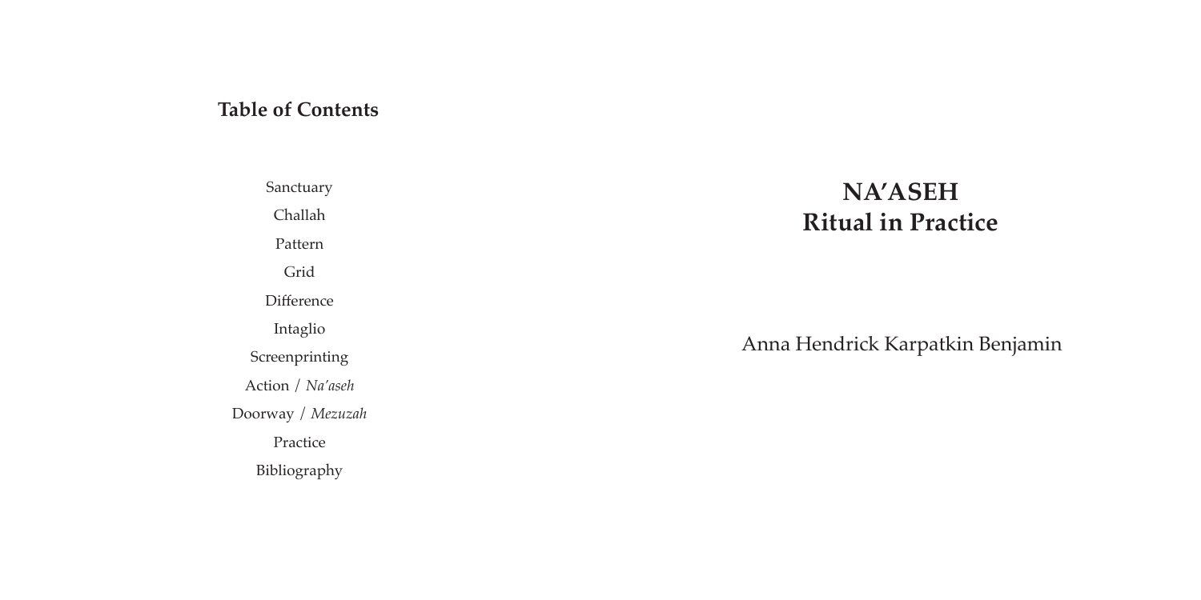## Table of Contents

Sanctuary

Challah

Pattern

Grid

Difference

Intaglio

Screenprinting

Action / *Na'aseh*

Doorway / *Mezuzah*

Practice

Bibliography

# NA'ASEH
# Ritual in Practice

Anna Hendrick Karpatkin Benjamin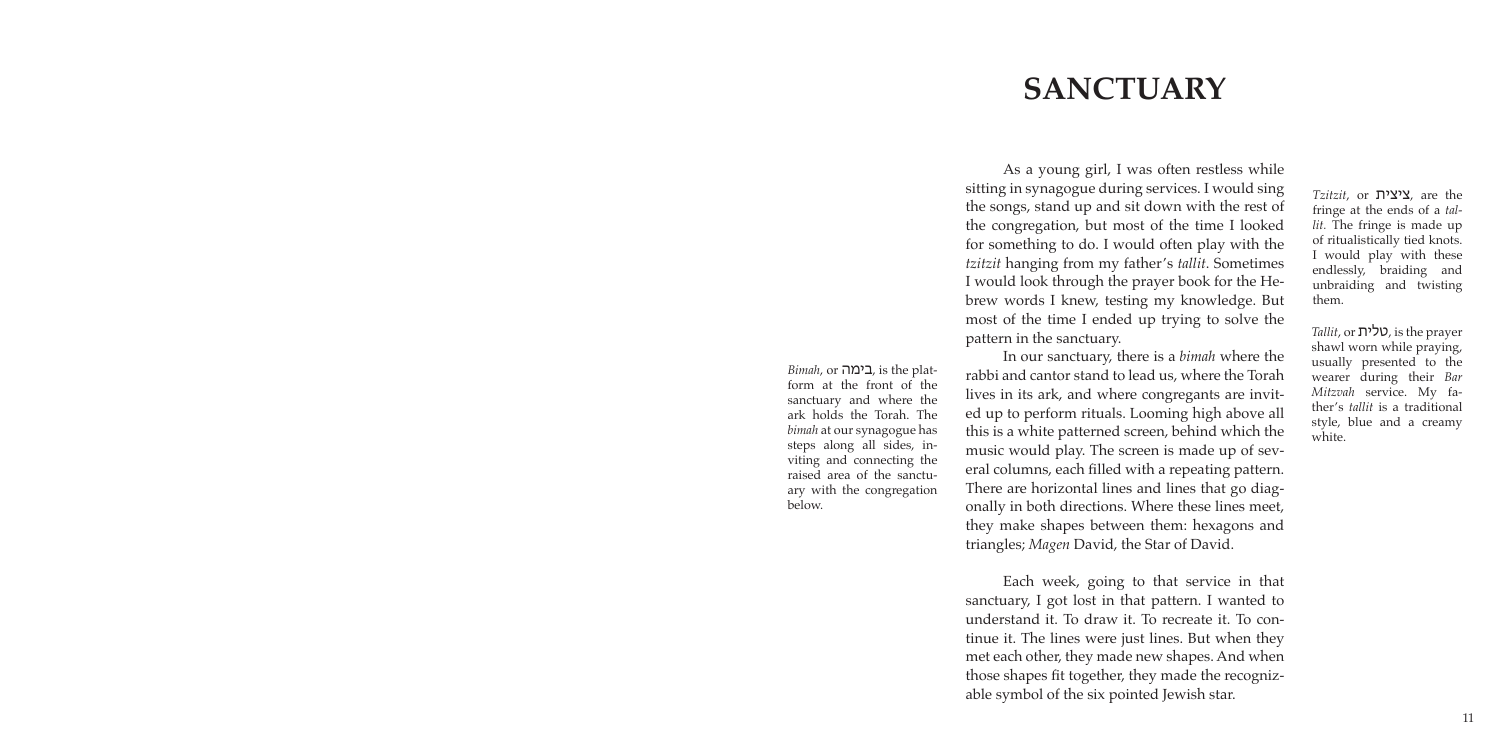# SANCTUARY

As a young girl, I was often restless while sitting in synagogue during services. I would sing the songs, stand up and sit down with the rest of the congregation, but most of the time I looked for something to do. I would often play with the *tzitzit* hanging from my father's *tallit*. Sometimes I would look through the prayer book for the Hebrew words I knew, testing my knowledge. But most of the time I ended up trying to solve the pattern in the sanctuary.

*Tzitzit*, or ציצית, are the fringe at the ends of a *tallit*. The fringe is made up of ritualistically tied knots. I would play with these endlessly, braiding and unbraiding and twisting them.

*Tallit*, or טלית, is the prayer shawl worn while praying, usually presented to the wearer during their *Bar Mitzvah* service. My father's *tallit* is a traditional style, blue and a creamy white.

In our sanctuary, there is a *bimah* where the rabbi and cantor stand to lead us, where the Torah lives in its ark, and where congregants are invited up to perform rituals. Looming high above all this is a white patterned screen, behind which the music would play. The screen is made up of several columns, each filled with a repeating pattern. There are horizontal lines and lines that go diagonally in both directions. Where these lines meet, they make shapes between them: hexagons and triangles; *Magen* David, the Star of David.

*Bimah*, or בימה, is the platform at the front of the sanctuary and where the ark holds the Torah. The *bimah* at our synagogue has steps along all sides, inviting and connecting the raised area of the sanctuary with the congregation below.

Each week, going to that service in that sanctuary, I got lost in that pattern. I wanted to understand it. To draw it. To recreate it. To continue it. The lines were just lines. But when they met each other, they made new shapes. And when those shapes fit together, they made the recognizable symbol of the six pointed Jewish star.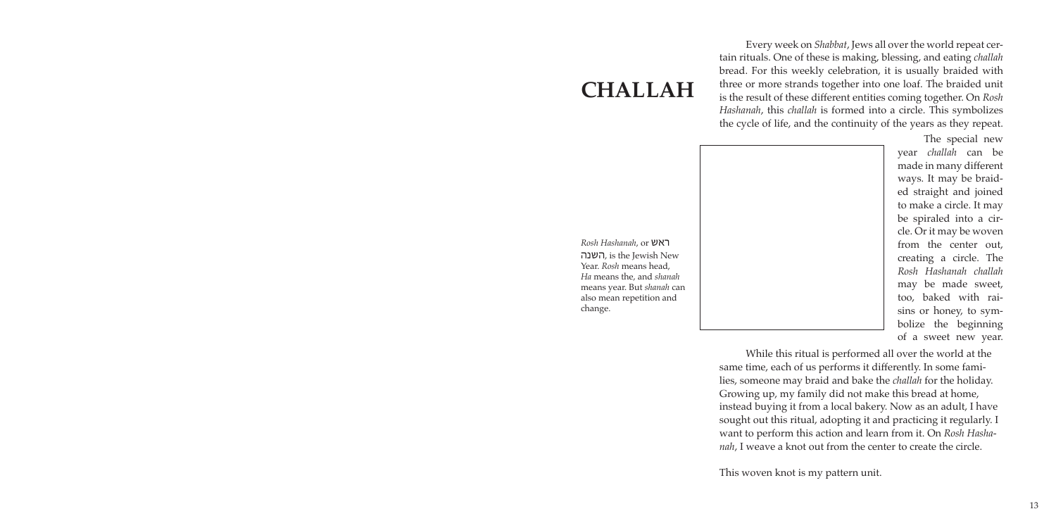# CHALLAH

Every week on *Shabbat*, Jews all over the world repeat certain rituals. One of these is making, blessing, and eating *challah* bread. For this weekly celebration, it is usually braided with three or more strands together into one loaf. The braided unit is the result of these different entities coming together. On *Rosh Hashanah*, this *challah* is formed into a circle. This symbolizes the cycle of life, and the continuity of the years as they repeat.

*Rosh Hashanah*, or ראש השנה, is the Jewish New Year. *Rosh* means head, *Ha* means the, and *shanah* means year. But *shanah* can also mean repetition and change.

The special new year *challah* can be made in many different ways. It may be braided straight and joined to make a circle. It may be spiraled into a circle. Or it may be woven from the center out, creating a circle. The *Rosh Hashanah challah* may be made sweet, too, baked with raisins or honey, to symbolize the beginning of a sweet new year.

While this ritual is performed all over the world at the same time, each of us performs it differently. In some families, someone may braid and bake the *challah* for the holiday. Growing up, my family did not make this bread at home, instead buying it from a local bakery. Now as an adult, I have sought out this ritual, adopting it and practicing it regularly. I want to perform this action and learn from it. On *Rosh Hashanah*, I weave a knot out from the center to create the circle.

This woven knot is my pattern unit.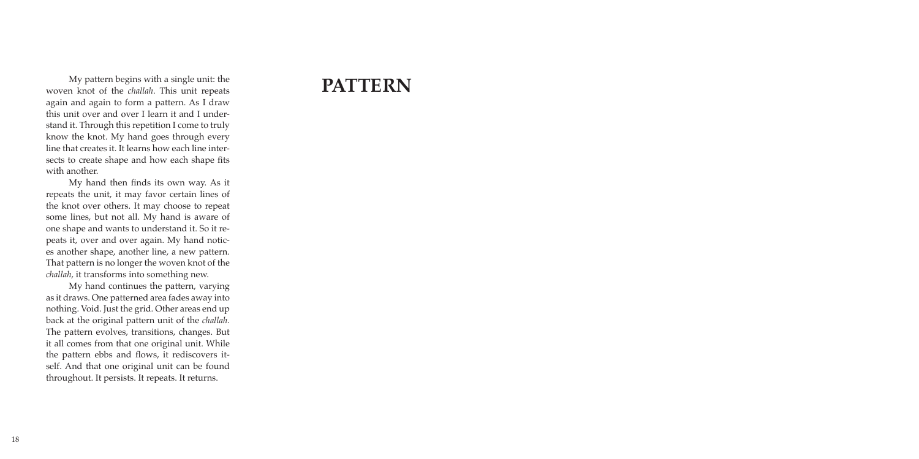# PATTERN

My pattern begins with a single unit: the woven knot of the *challah*. This unit repeats again and again to form a pattern. As I draw this unit over and over I learn it and I understand it. Through this repetition I come to truly know the knot. My hand goes through every line that creates it. It learns how each line intersects to create shape and how each shape fits with another.

My hand then finds its own way. As it repeats the unit, it may favor certain lines of the knot over others. It may choose to repeat some lines, but not all. My hand is aware of one shape and wants to understand it. So it repeats it, over and over again. My hand notices another shape, another line, a new pattern. That pattern is no longer the woven knot of the *challah*, it transforms into something new.

My hand continues the pattern, varying as it draws. One patterned area fades away into nothing. Void. Just the grid. Other areas end up back at the original pattern unit of the *challah*. The pattern evolves, transitions, changes. But it all comes from that one original unit. While the pattern ebbs and flows, it rediscovers itself. And that one original unit can be found throughout. It persists. It repeats. It returns.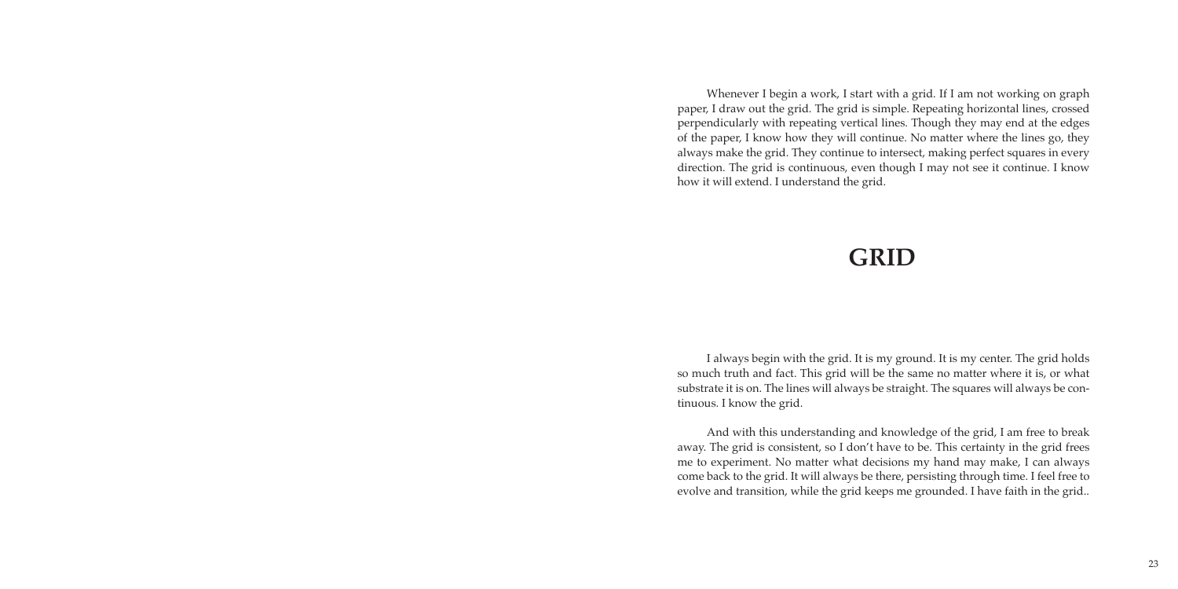Whenever I begin a work, I start with a grid. If I am not working on graph paper, I draw out the grid. The grid is simple. Repeating horizontal lines, crossed perpendicularly with repeating vertical lines. Though they may end at the edges of the paper, I know how they will continue. No matter where the lines go, they always make the grid. They continue to intersect, making perfect squares in every direction. The grid is continuous, even though I may not see it continue. I know how it will extend. I understand the grid.

# GRID

I always begin with the grid. It is my ground. It is my center. The grid holds so much truth and fact. This grid will be the same no matter where it is, or what substrate it is on. The lines will always be straight. The squares will always be continuous. I know the grid.

And with this understanding and knowledge of the grid, I am free to break away. The grid is consistent, so I don't have to be. This certainty in the grid frees me to experiment. No matter what decisions my hand may make, I can always come back to the grid. It will always be there, persisting through time. I feel free to evolve and transition, while the grid keeps me grounded. I have faith in the grid..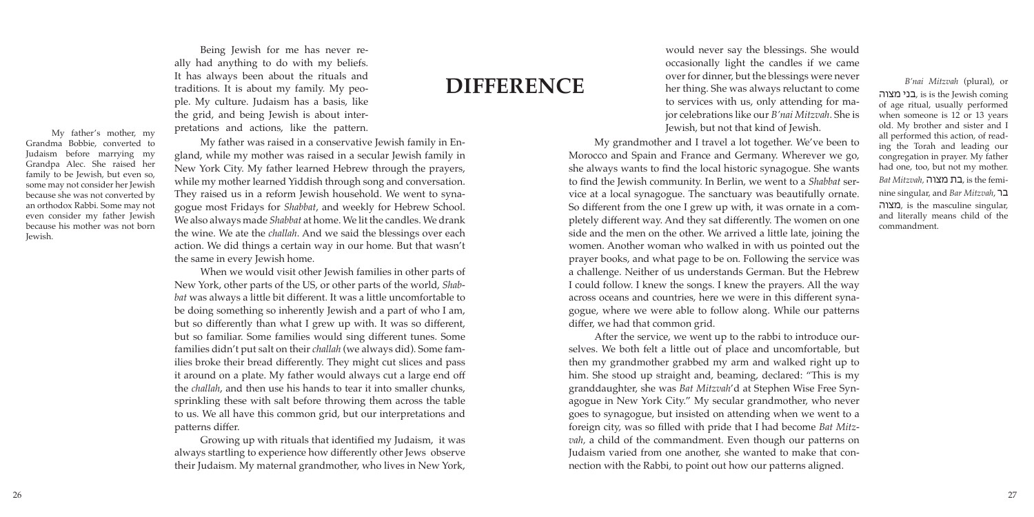My father's mother, my Grandma Bobbie, converted to Judaism before marrying my Grandpa Alec. She raised her family to be Jewish, but even so, some may not consider her Jewish because she was not converted by an orthodox Rabbi. Some may not even consider my father Jewish because his mother was not born Jewish.

# DIFFERENCE

Being Jewish for me has never really had anything to do with my beliefs. It has always been about the rituals and traditions. It is about my family. My people. My culture. Judaism has a basis, like the grid, and being Jewish is about interpretations and actions, like the pattern.

My father was raised in a conservative Jewish family in England, while my mother was raised in a secular Jewish family in New York City. My father learned Hebrew through the prayers, while my mother learned Yiddish through song and conversation. They raised us in a reform Jewish household. We went to synagogue most Fridays for *Shabbat*, and weekly for Hebrew School. We also always made *Shabbat* at home. We lit the candles. We drank the wine. We ate the *challah*. And we said the blessings over each action. We did things a certain way in our home. But that wasn't the same in every Jewish home.

When we would visit other Jewish families in other parts of New York, other parts of the US, or other parts of the world, *Shabbat* was always a little bit different. It was a little uncomfortable to be doing something so inherently Jewish and a part of who I am, but so differently than what I grew up with. It was so different, but so familiar. Some families would sing different tunes. Some families didn't put salt on their *challah* (we always did). Some families broke their bread differently. They might cut slices and pass it around on a plate. My father would always cut a large end off the *challah*, and then use his hands to tear it into smaller chunks, sprinkling these with salt before throwing them across the table to us. We all have this common grid, but our interpretations and patterns differ.

Growing up with rituals that identified my Judaism, it was always startling to experience how differently other Jews observe their Judaism. My maternal grandmother, who lives in New York, would never say the blessings. She would occasionally light the candles if we came over for dinner, but the blessings were never her thing. She was always reluctant to come to services with us, only attending for major celebrations like our *B'nai Mitzvah*. She is Jewish, but not that kind of Jewish.

*B'nai Mitzvah* (plural), or בני מצוה, is is the Jewish coming of age ritual, usually performed when someone is 12 or 13 years old. My brother and sister and I all performed this action, of reading the Torah and leading our congregation in prayer. My father had one, too, but not my mother. *Bat Mitzvah*, בת מצוה, is the feminine singular, and *Bar Mitzvah*, בר מצוה, is the masculine singular, and literally means child of the commandment.

My grandmother and I travel a lot together. We've been to Morocco and Spain and France and Germany. Wherever we go, she always wants to find the local historic synagogue. She wants to find the Jewish community. In Berlin, we went to a *Shabbat* service at a local synagogue. The sanctuary was beautifully ornate. So different from the one I grew up with, it was ornate in a completely different way. And they sat differently. The women on one side and the men on the other. We arrived a little late, joining the women. Another woman who walked in with us pointed out the prayer books, and what page to be on. Following the service was a challenge. Neither of us understands German. But the Hebrew I could follow. I knew the songs. I knew the prayers. All the way across oceans and countries, here we were in this different synagogue, where we were able to follow along. While our patterns differ, we had that common grid.

After the service, we went up to the rabbi to introduce ourselves. We both felt a little out of place and uncomfortable, but then my grandmother grabbed my arm and walked right up to him. She stood up straight and, beaming, declared: "This is my granddaughter, she was *Bat Mitzvah*'d at Stephen Wise Free Synagogue in New York City." My secular grandmother, who never goes to synagogue, but insisted on attending when we went to a foreign city, was so filled with pride that I had become *Bat Mitzvah*, a child of the commandment. Even though our patterns on Judaism varied from one another, she wanted to make that connection with the Rabbi, to point out how our patterns aligned.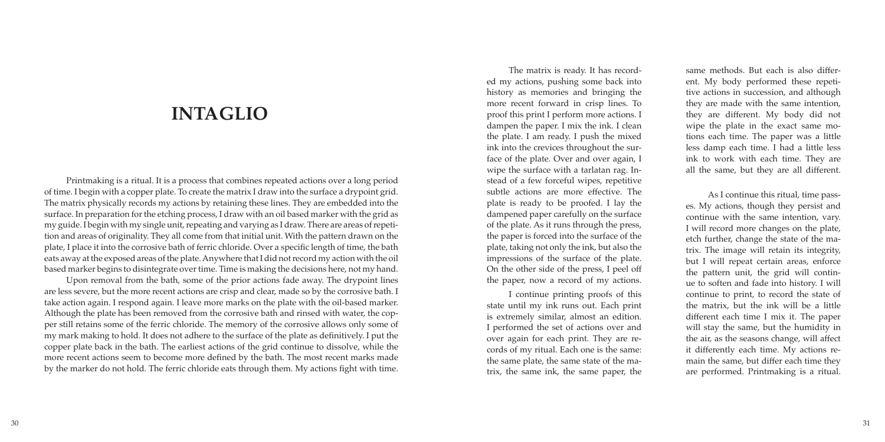# INTAGLIO

Printmaking is a ritual. It is a process that combines repeated actions over a long period of time. I begin with a copper plate. To create the matrix I draw into the surface a drypoint grid. The matrix physically records my actions by retaining these lines. They are embedded into the surface. In preparation for the etching process, I draw with an oil based marker with the grid as my guide. I begin with my single unit, repeating and varying as I draw. There are areas of repetition and areas of originality. They all come from that initial unit. With the pattern drawn on the plate, I place it into the corrosive bath of ferric chloride. Over a specific length of time, the bath eats away at the exposed areas of the plate. Anywhere that I did not record my action with the oil based marker begins to disintegrate over time. Time is making the decisions here, not my hand.

Upon removal from the bath, some of the prior actions fade away. The drypoint lines are less severe, but the more recent actions are crisp and clear, made so by the corrosive bath. I take action again. I respond again. I leave more marks on the plate with the oil-based marker. Although the plate has been removed from the corrosive bath and rinsed with water, the copper still retains some of the ferric chloride. The memory of the corrosive allows only some of my mark making to hold. It does not adhere to the surface of the plate as definitively. I put the copper plate back in the bath. The earliest actions of the grid continue to dissolve, while the more recent actions seem to become more defined by the bath. The most recent marks made by the marker do not hold. The ferric chloride eats through them. My actions fight with time.

The matrix is ready. It has recorded my actions, pushing some back into history as memories and bringing the more recent forward in crisp lines. To proof this print I perform more actions. I dampen the paper. I mix the ink. I clean the plate. I am ready. I push the mixed ink into the crevices throughout the surface of the plate. Over and over again, I wipe the surface with a tarlatan rag. Instead of a few forceful wipes, repetitive subtle actions are more effective. The plate is ready to be proofed. I lay the dampened paper carefully on the surface of the plate. As it runs through the press, the paper is forced into the surface of the plate, taking not only the ink, but also the impressions of the surface of the plate. On the other side of the press, I peel off the paper, now a record of my actions.

I continue printing proofs of this state until my ink runs out. Each print is extremely similar, almost an edition. I performed the set of actions over and over again for each print. They are records of my ritual. Each one is the same: the same plate, the same state of the matrix, the same ink, the same paper, the same methods. But each is also different. My body performed these repetitive actions in succession, and although they are made with the same intention, they are different. My body did not wipe the plate in the exact same motions each time. The paper was a little less damp each time. I had a little less ink to work with each time. They are all the same, but they are all different.

As I continue this ritual, time passes. My actions, though they persist and continue with the same intention, vary. I will record more changes on the plate, etch further, change the state of the matrix. The image will retain its integrity, but I will repeat certain areas, enforce the pattern unit, the grid will continue to soften and fade into history. I will continue to print, to record the state of the matrix, but the ink will be a little different each time I mix it. The paper will stay the same, but the humidity in the air, as the seasons change, will affect it differently each time. My actions remain the same, but differ each time they are performed. Printmaking is a ritual.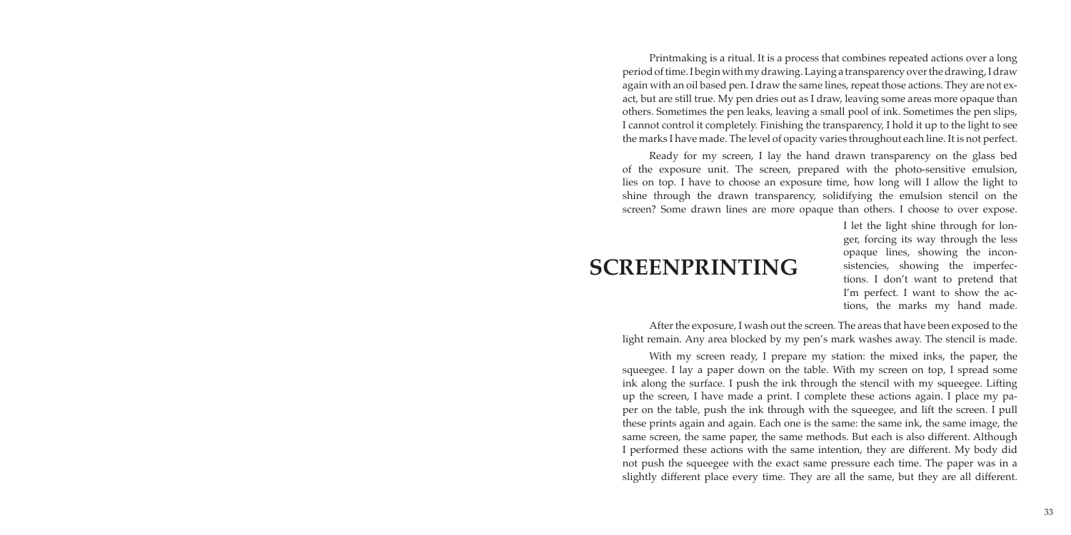# SCREENPRINTING

Printmaking is a ritual. It is a process that combines repeated actions over a long period of time. I begin with my drawing. Laying a transparency over the drawing, I draw again with an oil based pen. I draw the same lines, repeat those actions. They are not exact, but are still true. My pen dries out as I draw, leaving some areas more opaque than others. Sometimes the pen leaks, leaving a small pool of ink. Sometimes the pen slips, I cannot control it completely. Finishing the transparency, I hold it up to the light to see the marks I have made. The level of opacity varies throughout each line. It is not perfect.

Ready for my screen, I lay the hand drawn transparency on the glass bed of the exposure unit. The screen, prepared with the photo-sensitive emulsion, lies on top. I have to choose an exposure time, how long will I allow the light to shine through the drawn transparency, solidifying the emulsion stencil on the screen? Some drawn lines are more opaque than others. I choose to over expose. I let the light shine through for longer, forcing its way through the less opaque lines, showing the inconsistencies, showing the imperfections. I don't want to pretend that I'm perfect. I want to show the actions, the marks my hand made.

After the exposure, I wash out the screen. The areas that have been exposed to the light remain. Any area blocked by my pen's mark washes away. The stencil is made.

With my screen ready, I prepare my station: the mixed inks, the paper, the squeegee. I lay a paper down on the table. With my screen on top, I spread some ink along the surface. I push the ink through the stencil with my squeegee. Lifting up the screen, I have made a print. I complete these actions again. I place my paper on the table, push the ink through with the squeegee, and lift the screen. I pull these prints again and again. Each one is the same: the same ink, the same image, the same screen, the same paper, the same methods. But each is also different. Although I performed these actions with the same intention, they are different. My body did not push the squeegee with the exact same pressure each time. The paper was in a slightly different place every time. They are all the same, but they are all different.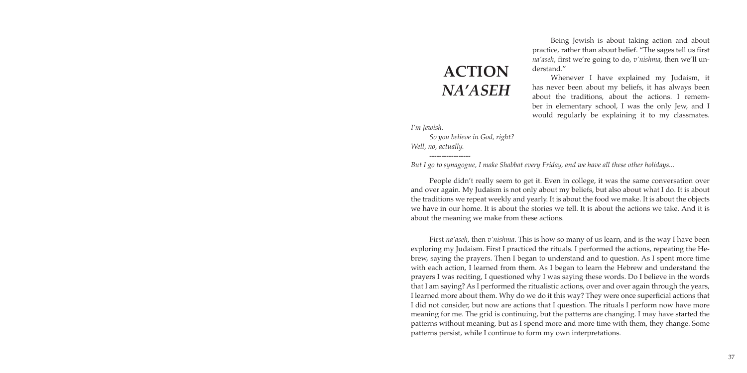# ACTION
# *NA'ASEH*

Being Jewish is about taking action and about practice, rather than about belief. "The sages tell us first *na'aseh*, first we're going to do, *v'nishma*, then we'll understand."

Whenever I have explained my Judaism, it has never been about my beliefs, it has always been about the traditions, about the actions. I remember in elementary school, I was the only Jew, and I would regularly be explaining it to my classmates.

*I'm Jewish.*

*So you believe in God, right?*

*Well, no, actually.*

-----------------

*But I go to synagogue, I make Shabbat every Friday, and we have all these other holidays...*

People didn't really seem to get it. Even in college, it was the same conversation over and over again. My Judaism is not only about my beliefs, but also about what I do. It is about the traditions we repeat weekly and yearly. It is about the food we make. It is about the objects we have in our home. It is about the stories we tell. It is about the actions we take. And it is about the meaning we make from these actions.

First *na'aseh*, then *v'nishma*. This is how so many of us learn, and is the way I have been exploring my Judaism. First I practiced the rituals. I performed the actions, repeating the Hebrew, saying the prayers. Then I began to understand and to question. As I spent more time with each action, I learned from them. As I began to learn the Hebrew and understand the prayers I was reciting, I questioned why I was saying these words. Do I believe in the words that I am saying? As I performed the ritualistic actions, over and over again through the years, I learned more about them. Why do we do it this way? They were once superficial actions that I did not consider, but now are actions that I question. The rituals I perform now have more meaning for me. The grid is continuing, but the patterns are changing. I may have started the patterns without meaning, but as I spend more and more time with them, they change. Some patterns persist, while I continue to form my own interpretations.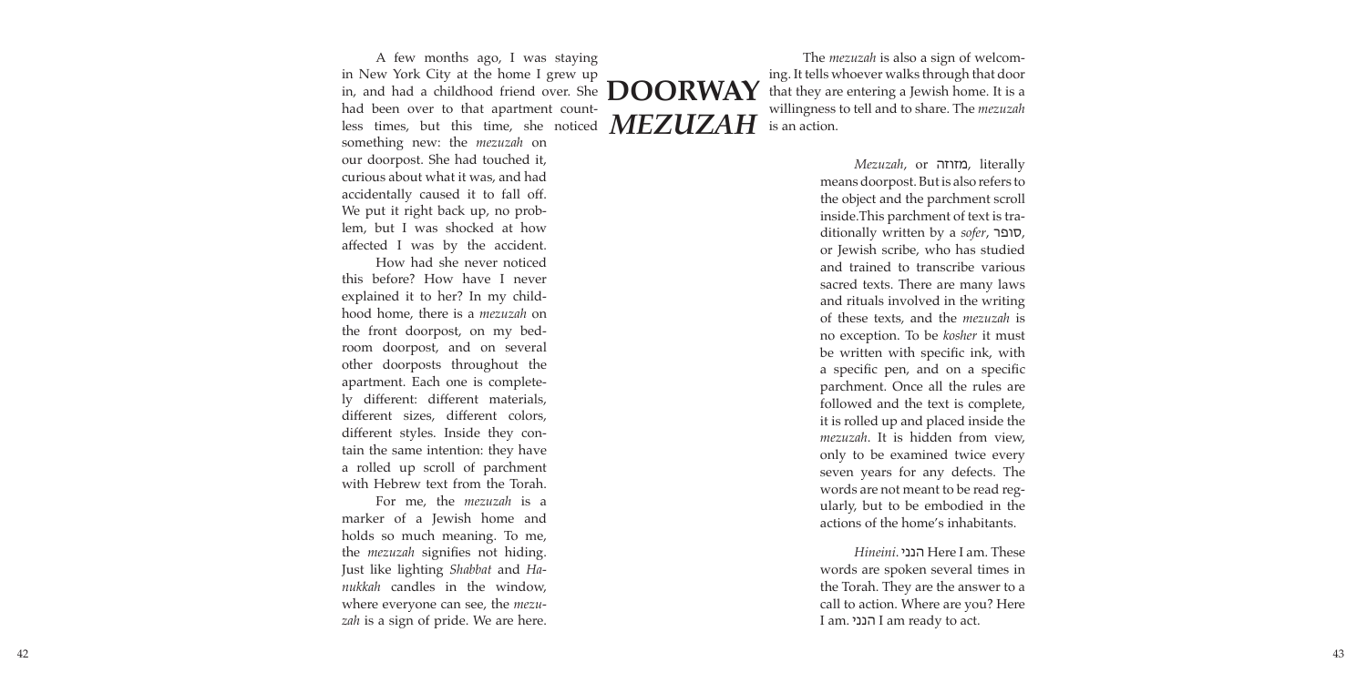# DOORWAY *MEZUZAH*

A few months ago, I was staying in New York City at the home I grew up in, and had a childhood friend over. She had been over to that apartment countless times, but this time, she noticed something new: the *mezuzah* on our doorpost. She had touched it, curious about what it was, and had accidentally caused it to fall off. We put it right back up, no problem, but I was shocked at how affected I was by the accident.

How had she never noticed this before? How have I never explained it to her? In my childhood home, there is a *mezuzah* on the front doorpost, on my bedroom doorpost, and on several other doorposts throughout the apartment. Each one is completely different: different materials, different sizes, different colors, different styles. Inside they contain the same intention: they have a rolled up scroll of parchment with Hebrew text from the Torah.

For me, the *mezuzah* is a marker of a Jewish home and holds so much meaning. To me, the *mezuzah* signifies not hiding. Just like lighting *Shabbat* and *Hanukkah* candles in the window, where everyone can see, the *mezuzah* is a sign of pride. We are here.

The *mezuzah* is also a sign of welcoming. It tells whoever walks through that door that they are entering a Jewish home. It is a willingness to tell and to share. The *mezuzah* is an action.

*Mezuzah*, or מזוזה, literally means doorpost. But is also refers to the object and the parchment scroll inside.This parchment of text is traditionally written by a *sofer*, סופר, or Jewish scribe, who has studied and trained to transcribe various sacred texts. There are many laws and rituals involved in the writing of these texts, and the *mezuzah* is no exception. To be *kosher* it must be written with specific ink, with a specific pen, and on a specific parchment. Once all the rules are followed and the text is complete, it is rolled up and placed inside the *mezuzah*. It is hidden from view, only to be examined twice every seven years for any defects. The words are not meant to be read regularly, but to be embodied in the actions of the home's inhabitants.

*Hineini*. הנני Here I am. These words are spoken several times in the Torah. They are the answer to a call to action. Where are you? Here I am. הנני I am ready to act.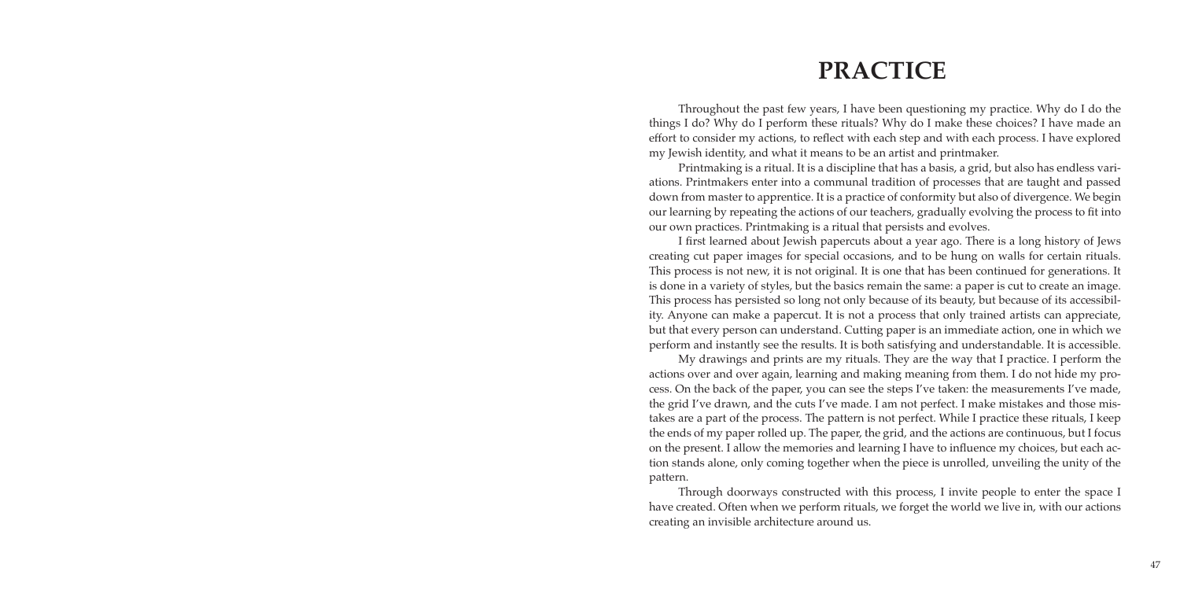# PRACTICE

Throughout the past few years, I have been questioning my practice. Why do I do the things I do? Why do I perform these rituals? Why do I make these choices? I have made an effort to consider my actions, to reflect with each step and with each process. I have explored my Jewish identity, and what it means to be an artist and printmaker.

Printmaking is a ritual. It is a discipline that has a basis, a grid, but also has endless variations. Printmakers enter into a communal tradition of processes that are taught and passed down from master to apprentice. It is a practice of conformity but also of divergence. We begin our learning by repeating the actions of our teachers, gradually evolving the process to fit into our own practices. Printmaking is a ritual that persists and evolves.

I first learned about Jewish papercuts about a year ago. There is a long history of Jews creating cut paper images for special occasions, and to be hung on walls for certain rituals. This process is not new, it is not original. It is one that has been continued for generations. It is done in a variety of styles, but the basics remain the same: a paper is cut to create an image. This process has persisted so long not only because of its beauty, but because of its accessibility. Anyone can make a papercut. It is not a process that only trained artists can appreciate, but that every person can understand. Cutting paper is an immediate action, one in which we perform and instantly see the results. It is both satisfying and understandable. It is accessible.

My drawings and prints are my rituals. They are the way that I practice. I perform the actions over and over again, learning and making meaning from them. I do not hide my process. On the back of the paper, you can see the steps I've taken: the measurements I've made, the grid I've drawn, and the cuts I've made. I am not perfect. I make mistakes and those mistakes are a part of the process. The pattern is not perfect. While I practice these rituals, I keep the ends of my paper rolled up. The paper, the grid, and the actions are continuous, but I focus on the present. I allow the memories and learning I have to influence my choices, but each action stands alone, only coming together when the piece is unrolled, unveiling the unity of the pattern.

Through doorways constructed with this process, I invite people to enter the space I have created. Often when we perform rituals, we forget the world we live in, with our actions creating an invisible architecture around us.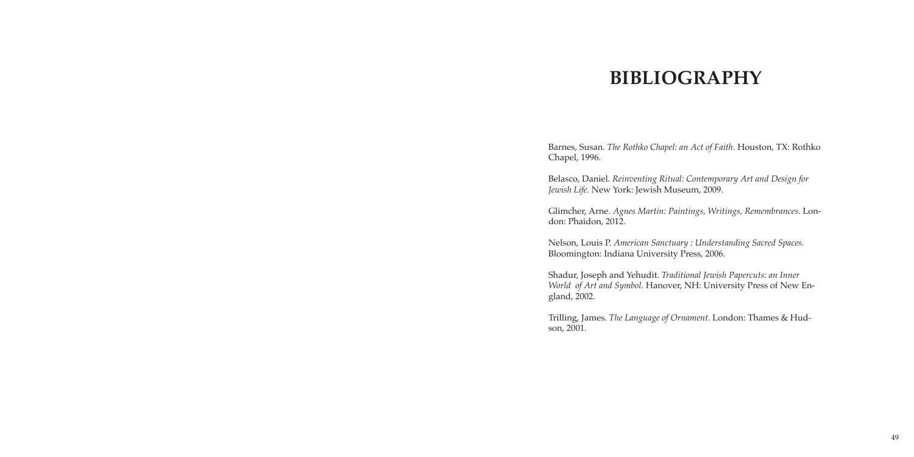# BIBLIOGRAPHY

Barnes, Susan. *The Rothko Chapel: an Act of Faith*. Houston, TX: Rothko Chapel, 1996.

Belasco, Daniel. *Reinventing Ritual: Contemporary Art and Design for Jewish Life*. New York: Jewish Museum, 2009.

Glimcher, Arne. *Agnes Martin: Paintings, Writings, Remembrances*. London: Phaidon, 2012.

Nelson, Louis P. *American Sanctuary : Understanding Sacred Spaces.* Bloomington: Indiana University Press, 2006.

Shadur, Joseph and Yehudit. *Traditional Jewish Papercuts: an Inner World of Art and Symbol*. Hanover, NH: University Press of New England, 2002.

Trilling, James. *The Language of Ornament*. London: Thames & Hudson, 2001.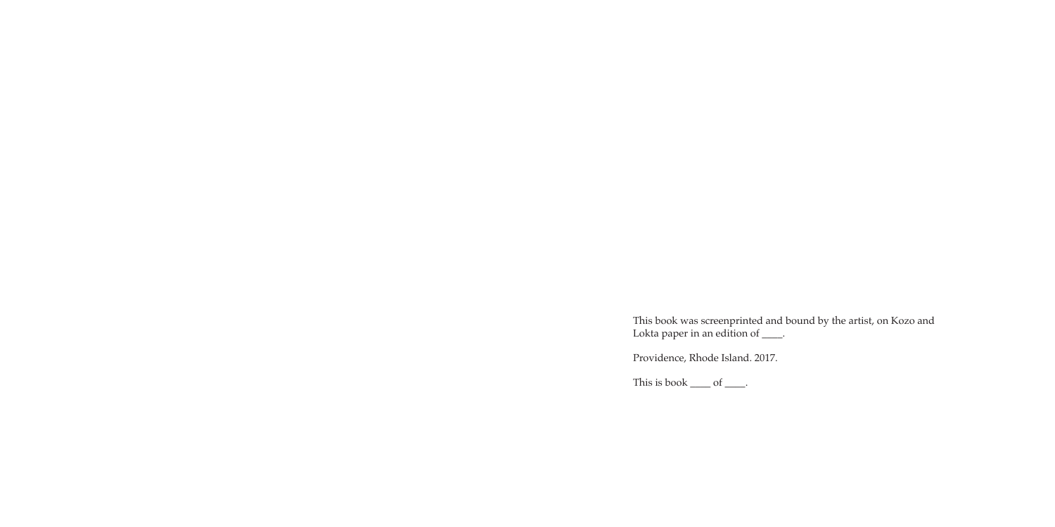This book was screenprinted and bound by the artist, on Kozo and Lokta paper in an edition of ____.

Providence, Rhode Island. 2017.

This is book ____ of ____.